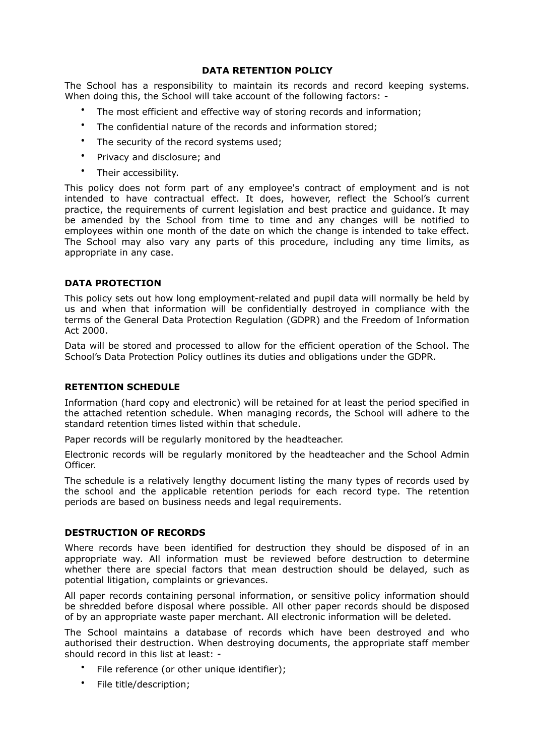# DATA RETENTION POLICY

The School has a responsibility to maintain its records and record keeping systems. When doing this, the School will take account of the following factors: -

- The most efficient and effective way of storing records and information;
- The confidential nature of the records and information stored;
- The security of the record systems used;
- Privacy and disclosure; and
- Their accessibility.

This policy does not form part of any employee's contract of employment and is not intended to have contractual effect. It does, however, reflect the School's current practice, the requirements of current legislation and best practice and guidance. It may be amended by the School from time to time and any changes will be notified to employees within one month of the date on which the change is intended to take effect. The School may also vary any parts of this procedure, including any time limits, as appropriate in any case.

## DATA PROTECTION

This policy sets out how long employment-related and pupil data will normally be held by us and when that information will be confidentially destroyed in compliance with the terms of the General Data Protection Regulation (GDPR) and the Freedom of Information Act 2000.

Data will be stored and processed to allow for the efficient operation of the School. The School's Data Protection Policy outlines its duties and obligations under the GDPR.

## RETENTION SCHEDULE

Information (hard copy and electronic) will be retained for at least the period specified in the attached retention schedule. When managing records, the School will adhere to the standard retention times listed within that schedule.

Paper records will be regularly monitored by the headteacher.

Electronic records will be regularly monitored by the headteacher and the School Admin Officer.

The schedule is a relatively lengthy document listing the many types of records used by the school and the applicable retention periods for each record type. The retention periods are based on business needs and legal requirements.

## DESTRUCTION OF RECORDS

Where records have been identified for destruction they should be disposed of in an appropriate way. All information must be reviewed before destruction to determine whether there are special factors that mean destruction should be delayed, such as potential litigation, complaints or grievances.

All paper records containing personal information, or sensitive policy information should be shredded before disposal where possible. All other paper records should be disposed of by an appropriate waste paper merchant. All electronic information will be deleted.

The School maintains a database of records which have been destroyed and who authorised their destruction. When destroying documents, the appropriate staff member should record in this list at least: -

- File reference (or other unique identifier);
- File title/description;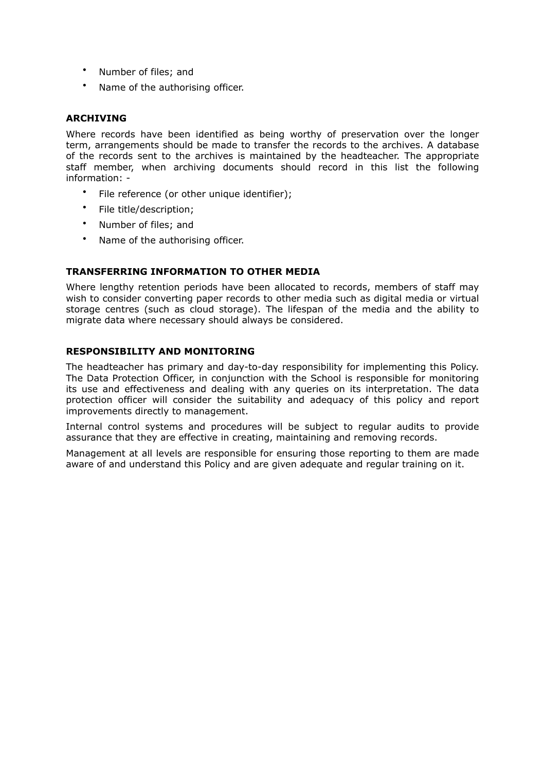- Number of files; and
- Name of the authorising officer.

## ARCHIVING

Where records have been identified as being worthy of preservation over the longer term, arrangements should be made to transfer the records to the archives. A database of the records sent to the archives is maintained by the headteacher. The appropriate staff member, when archiving documents should record in this list the following information: -

- File reference (or other unique identifier);
- File title/description;
- Number of files; and
- Name of the authorising officer.

## TRANSFERRING INFORMATION TO OTHER MEDIA

Where lengthy retention periods have been allocated to records, members of staff may wish to consider converting paper records to other media such as digital media or virtual storage centres (such as cloud storage). The lifespan of the media and the ability to migrate data where necessary should always be considered.

## RESPONSIBILITY AND MONITORING

The headteacher has primary and day-to-day responsibility for implementing this Policy. The Data Protection Officer, in conjunction with the School is responsible for monitoring its use and effectiveness and dealing with any queries on its interpretation. The data protection officer will consider the suitability and adequacy of this policy and report improvements directly to management.

Internal control systems and procedures will be subject to regular audits to provide assurance that they are effective in creating, maintaining and removing records.

Management at all levels are responsible for ensuring those reporting to them are made aware of and understand this Policy and are given adequate and regular training on it.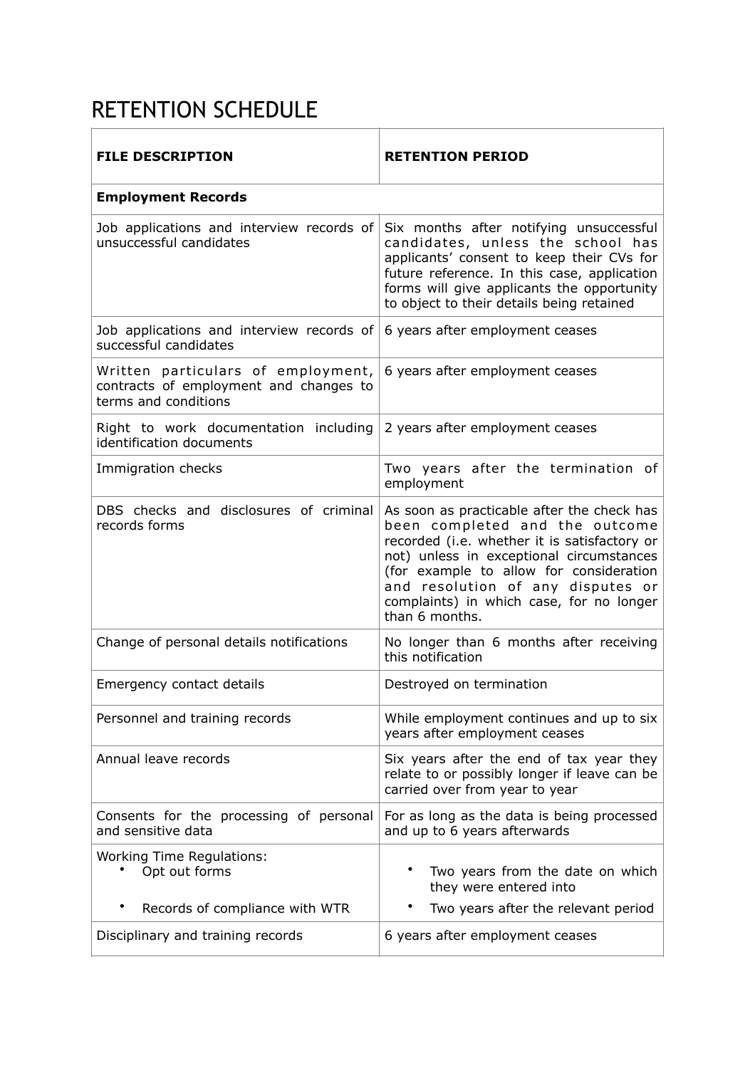# RETENTION SCHEDULE

| FILE DESCRIPTION | RETENTION PERIOD |
|---|---|
| **Employment Records** | |
| Job applications and interview records of unsuccessful candidates | Six months after notifying unsuccessful candidates, unless the school has applicants' consent to keep their CVs for future reference. In this case, application forms will give applicants the opportunity to object to their details being retained |
| Job applications and interview records of successful candidates | 6 years after employment ceases |
| Written particulars of employment, contracts of employment and changes to terms and conditions | 6 years after employment ceases |
| Right to work documentation including identification documents | 2 years after employment ceases |
| Immigration checks | Two years after the termination of employment |
| DBS checks and disclosures of criminal records forms | As soon as practicable after the check has been completed and the outcome recorded (i.e. whether it is satisfactory or not) unless in exceptional circumstances (for example to allow for consideration and resolution of any disputes or complaints) in which case, for no longer than 6 months. |
| Change of personal details notifications | No longer than 6 months after receiving this notification |
| Emergency contact details | Destroyed on termination |
| Personnel and training records | While employment continues and up to six years after employment ceases |
| Annual leave records | Six years after the end of tax year they relate to or possibly longer if leave can be carried over from year to year |
| Consents for the processing of personal and sensitive data | For as long as the data is being processed and up to 6 years afterwards |
| Working Time Regulations:<br>• Opt out forms<br>• Records of compliance with WTR | • Two years from the date on which they were entered into<br>• Two years after the relevant period |
| Disciplinary and training records | 6 years after employment ceases |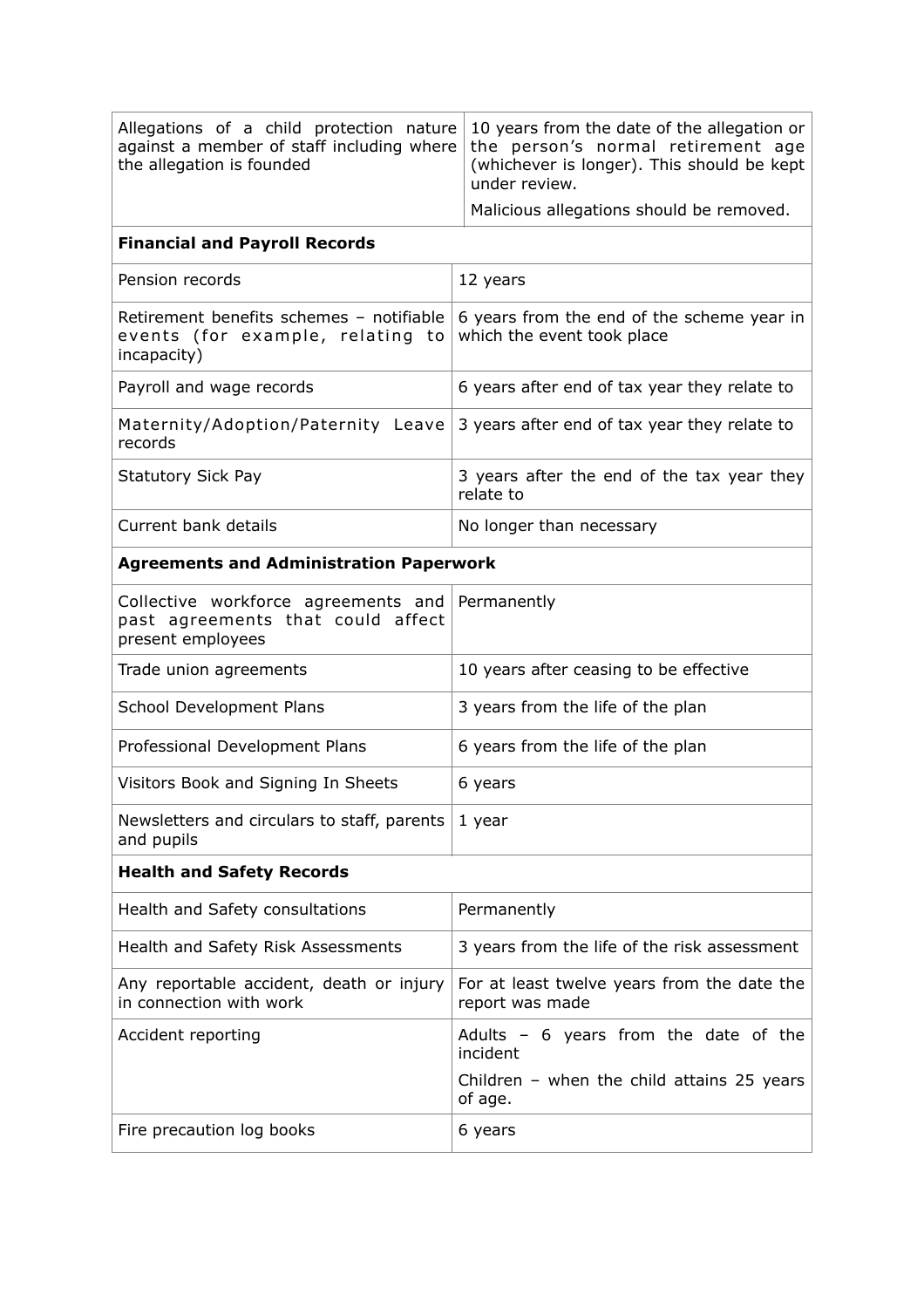| | |
|---|---|
| Allegations of a child protection nature against a member of staff including where the allegation is founded | 10 years from the date of the allegation or the person's normal retirement age (whichever is longer). This should be kept under review.<br><br>Malicious allegations should be removed. |
| **Financial and Payroll Records** | |
| Pension records | 12 years |
| Retirement benefits schemes – notifiable events (for example, relating to incapacity) | 6 years from the end of the scheme year in which the event took place |
| Payroll and wage records | 6 years after end of tax year they relate to |
| Maternity/Adoption/Paternity Leave records | 3 years after end of tax year they relate to |
| Statutory Sick Pay | 3 years after the end of the tax year they relate to |
| Current bank details | No longer than necessary |
| **Agreements and Administration Paperwork** | |
| Collective workforce agreements and past agreements that could affect present employees | Permanently |
| Trade union agreements | 10 years after ceasing to be effective |
| School Development Plans | 3 years from the life of the plan |
| Professional Development Plans | 6 years from the life of the plan |
| Visitors Book and Signing In Sheets | 6 years |
| Newsletters and circulars to staff, parents and pupils | 1 year |
| **Health and Safety Records** | |
| Health and Safety consultations | Permanently |
| Health and Safety Risk Assessments | 3 years from the life of the risk assessment |
| Any reportable accident, death or injury in connection with work | For at least twelve years from the date the report was made |
| Accident reporting | Adults – 6 years from the date of the incident<br><br>Children – when the child attains 25 years of age. |
| Fire precaution log books | 6 years |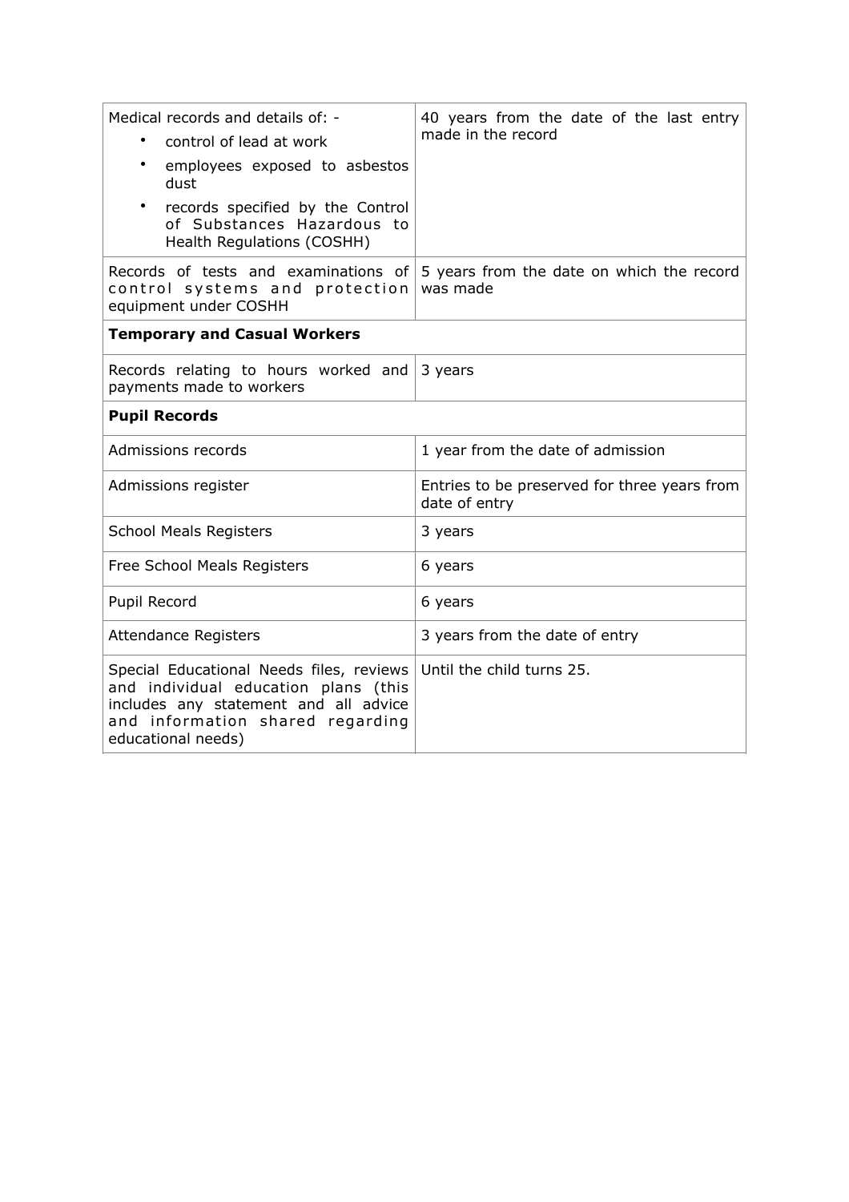| | |
|---|---|
| Medical records and details of: -<br>• control of lead at work<br>• employees exposed to asbestos dust<br>• records specified by the Control of Substances Hazardous to Health Regulations (COSHH) | 40 years from the date of the last entry made in the record |
| Records of tests and examinations of control systems and protection equipment under COSHH | 5 years from the date on which the record was made |
| **Temporary and Casual Workers** | |
| Records relating to hours worked and payments made to workers | 3 years |
| **Pupil Records** | |
| Admissions records | 1 year from the date of admission |
| Admissions register | Entries to be preserved for three years from date of entry |
| School Meals Registers | 3 years |
| Free School Meals Registers | 6 years |
| Pupil Record | 6 years |
| Attendance Registers | 3 years from the date of entry |
| Special Educational Needs files, reviews and individual education plans (this includes any statement and all advice and information shared regarding educational needs) | Until the child turns 25. |